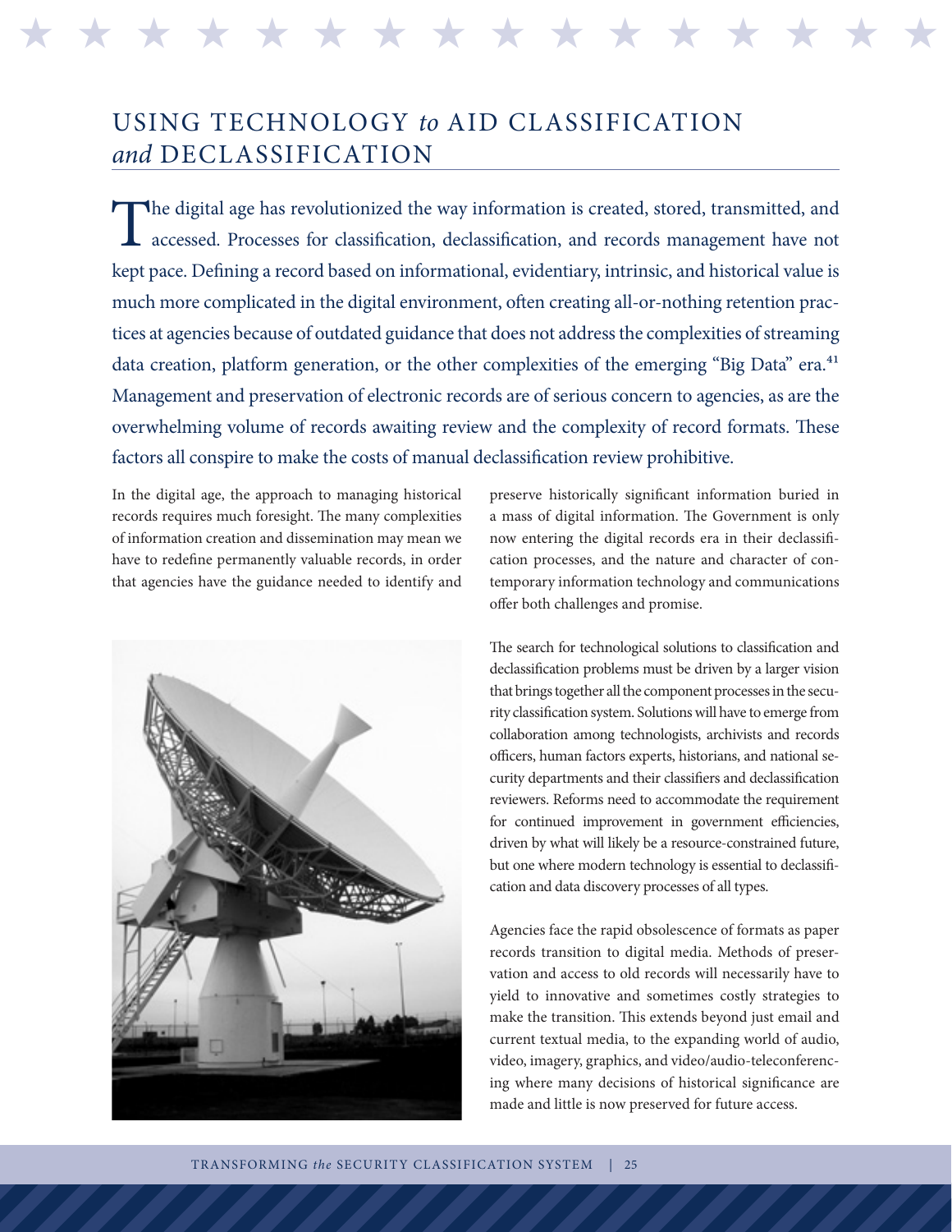# USING TECHNOLOGY *to* AID CLASSIFICATION *and* DECLASSIFICATION

The digital age has revolutionized the way information is created, stored, transmitted, and accessed. Processes for classification, declassification, and records management have not kept pace. Defining a record based on informational, evidentiary, intrinsic, and historical value is much more complicated in the digital environment, often creating all-or-nothing retention practices at agencies because of outdated guidance that does not address the complexities of streaming data creation, platform generation, or the other complexities of the emerging "Big Data" era.[41] Management and preservation of electronic records are of serious concern to agencies, as are the overwhelming volume of records awaiting review and the complexity of record formats. These factors all conspire to make the costs of manual declassification review prohibitive.

In the digital age, the approach to managing historical records requires much foresight. The many complexities of information creation and dissemination may mean we have to redefine permanently valuable records, in order that agencies have the guidance needed to identify and preserve historically significant information buried in a mass of digital information. The Government is only now entering the digital records era in their declassification processes, and the nature and character of contemporary information technology and communications offer both challenges and promise.

The search for technological solutions to classification and declassification problems must be driven by a larger vision that brings together all the component processes in the security classification system. Solutions will have to emerge from collaboration among technologists, archivists and records officers, human factors experts, historians, and national security departments and their classifiers and declassification reviewers. Reforms need to accommodate the requirement for continued improvement in government efficiencies, driven by what will likely be a resource-constrained future, but one where modern technology is essential to declassification and data discovery processes of all types.

Agencies face the rapid obsolescence of formats as paper records transition to digital media. Methods of preservation and access to old records will necessarily have to yield to innovative and sometimes costly strategies to make the transition. This extends beyond just email and current textual media, to the expanding world of audio, video, imagery, graphics, and video/audio-teleconferencing where many decisions of historical significance are made and little is now preserved for future access.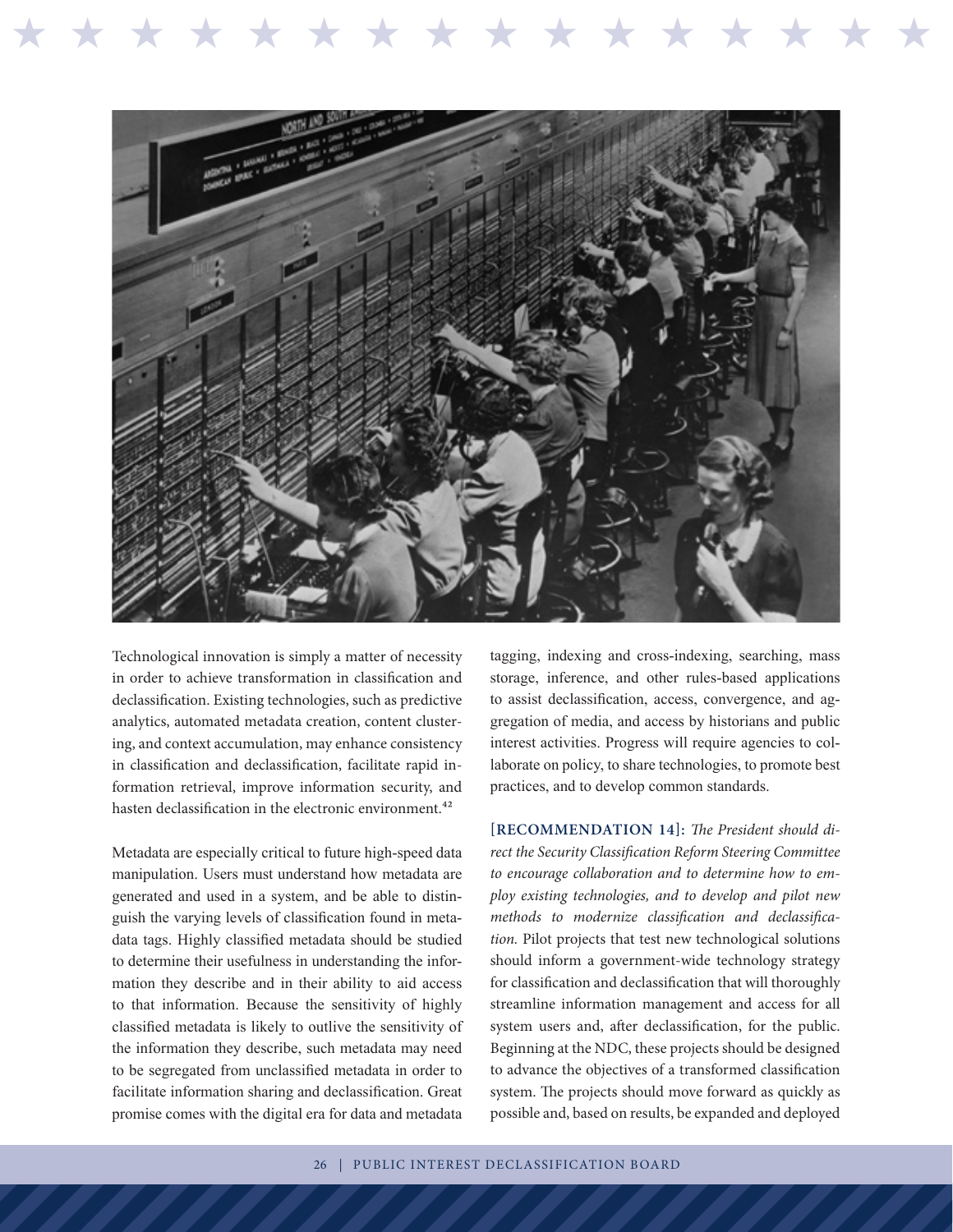Technological innovation is simply a matter of necessity in order to achieve transformation in classification and declassification. Existing technologies, such as predictive analytics, automated metadata creation, content clustering, and context accumulation, may enhance consistency in classification and declassification, facilitate rapid information retrieval, improve information security, and hasten declassification in the electronic environment.[42]

Metadata are especially critical to future high-speed data manipulation. Users must understand how metadata are generated and used in a system, and be able to distinguish the varying levels of classification found in metadata tags. Highly classified metadata should be studied to determine their usefulness in understanding the information they describe and in their ability to aid access to that information. Because the sensitivity of highly classified metadata is likely to outlive the sensitivity of the information they describe, such metadata may need to be segregated from unclassified metadata in order to facilitate information sharing and declassification. Great promise comes with the digital era for data and metadata tagging, indexing and cross-indexing, searching, mass storage, inference, and other rules-based applications to assist declassification, access, convergence, and aggregation of media, and access by historians and public interest activities. Progress will require agencies to collaborate on policy, to share technologies, to promote best practices, and to develop common standards.

**[RECOMMENDATION 14]:** *The President should direct the Security Classification Reform Steering Committee to encourage collaboration and to determine how to employ existing technologies, and to develop and pilot new methods to modernize classification and declassification.* Pilot projects that test new technological solutions should inform a government-wide technology strategy for classification and declassification that will thoroughly streamline information management and access for all system users and, after declassification, for the public. Beginning at the NDC, these projects should be designed to advance the objectives of a transformed classification system. The projects should move forward as quickly as possible and, based on results, be expanded and deployed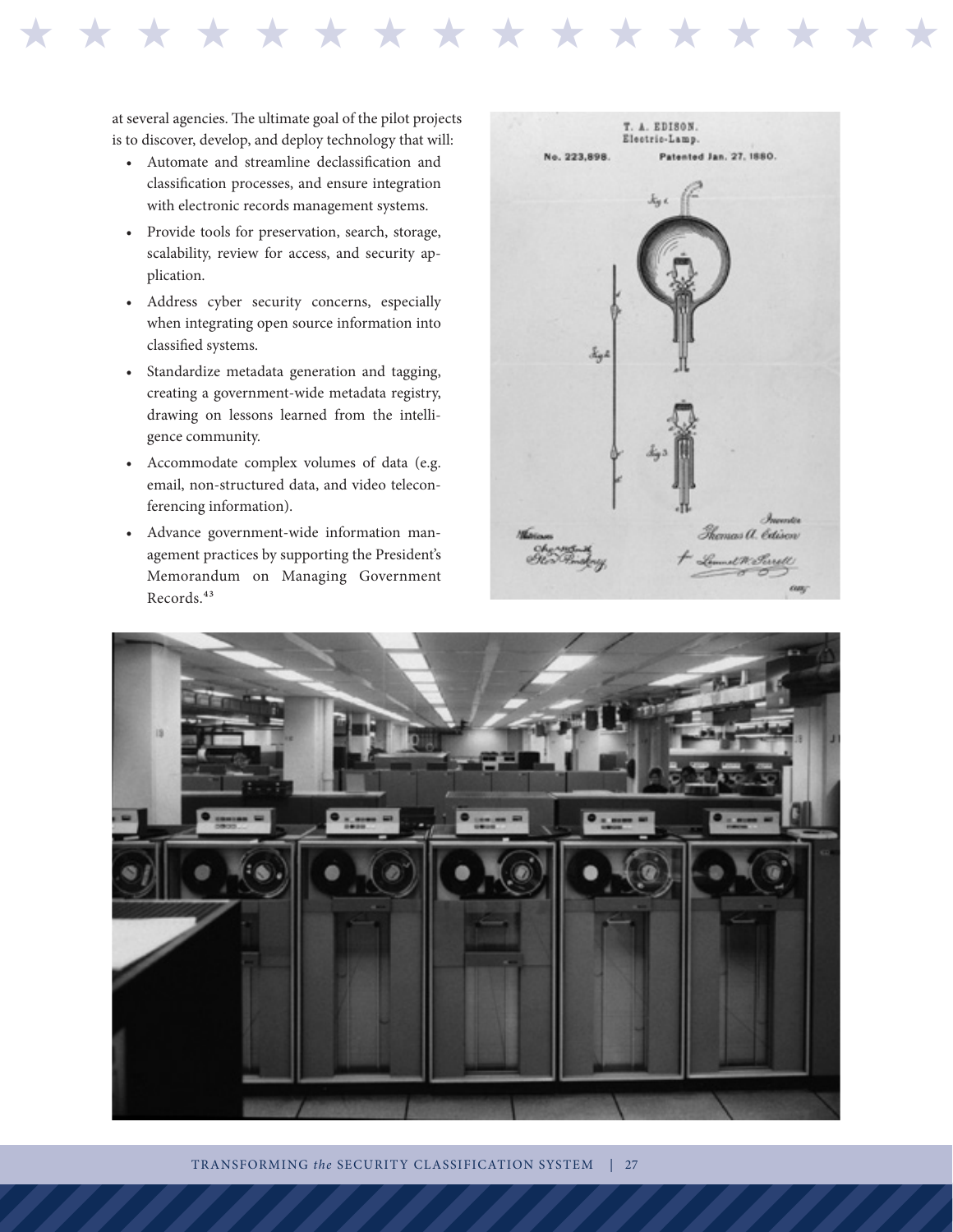at several agencies. The ultimate goal of the pilot projects is to discover, develop, and deploy technology that will:

- Automate and streamline declassification and classification processes, and ensure integration with electronic records management systems.
- Provide tools for preservation, search, storage, scalability, review for access, and security application.
- Address cyber security concerns, especially when integrating open source information into classified systems.
- Standardize metadata generation and tagging, creating a government-wide metadata registry, drawing on lessons learned from the intelligence community.
- Accommodate complex volumes of data (e.g. email, non-structured data, and video teleconferencing information).
- Advance government-wide information management practices by supporting the President's Memorandum on Managing Government Records.[43]